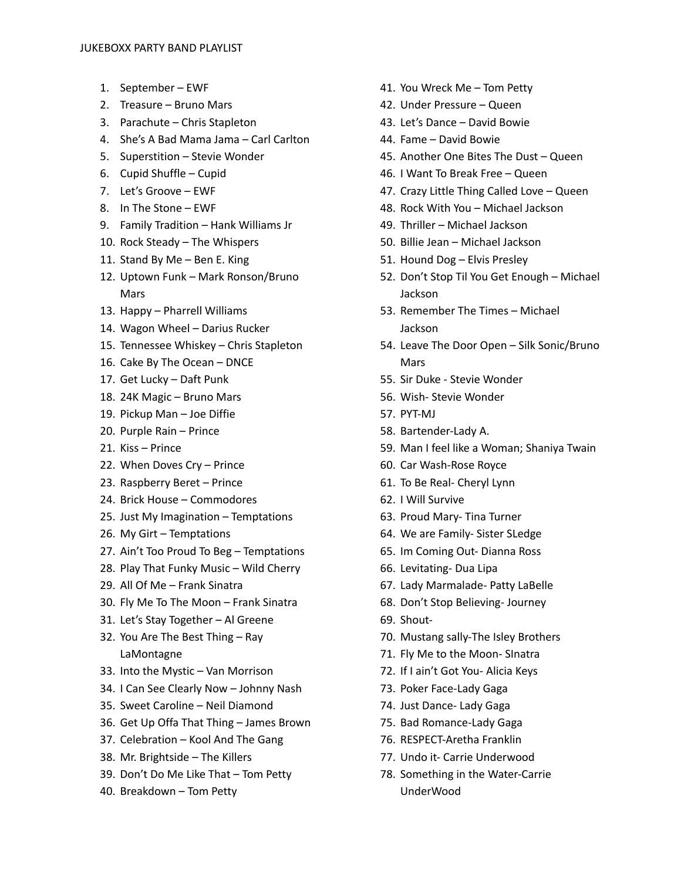JUKEBOXX PARTY BAND PLAYLIST

1. September – EWF
2. Treasure – Bruno Mars
3. Parachute – Chris Stapleton
4. She's A Bad Mama Jama – Carl Carlton
5. Superstition – Stevie Wonder
6. Cupid Shuffle – Cupid
7. Let's Groove – EWF
8. In The Stone – EWF
9. Family Tradition – Hank Williams Jr
10. Rock Steady – The Whispers
11. Stand By Me – Ben E. King
12. Uptown Funk – Mark Ronson/Bruno Mars
13. Happy – Pharrell Williams
14. Wagon Wheel – Darius Rucker
15. Tennessee Whiskey – Chris Stapleton
16. Cake By The Ocean – DNCE
17. Get Lucky – Daft Punk
18. 24K Magic – Bruno Mars
19. Pickup Man – Joe Diffie
20. Purple Rain – Prince
21. Kiss – Prince
22. When Doves Cry – Prince
23. Raspberry Beret – Prince
24. Brick House – Commodores
25. Just My Imagination – Temptations
26. My Girt – Temptations
27. Ain't Too Proud To Beg – Temptations
28. Play That Funky Music – Wild Cherry
29. All Of Me – Frank Sinatra
30. Fly Me To The Moon – Frank Sinatra
31. Let's Stay Together – Al Greene
32. You Are The Best Thing – Ray LaMontagne
33. Into the Mystic – Van Morrison
34. I Can See Clearly Now – Johnny Nash
35. Sweet Caroline – Neil Diamond
36. Get Up Offa That Thing – James Brown
37. Celebration – Kool And The Gang
38. Mr. Brightside – The Killers
39. Don't Do Me Like That – Tom Petty
40. Breakdown – Tom Petty
41. You Wreck Me – Tom Petty
42. Under Pressure – Queen
43. Let's Dance – David Bowie
44. Fame – David Bowie
45. Another One Bites The Dust – Queen
46. I Want To Break Free – Queen
47. Crazy Little Thing Called Love – Queen
48. Rock With You – Michael Jackson
49. Thriller – Michael Jackson
50. Billie Jean – Michael Jackson
51. Hound Dog – Elvis Presley
52. Don't Stop Til You Get Enough – Michael Jackson
53. Remember The Times – Michael Jackson
54. Leave The Door Open – Silk Sonic/Bruno Mars
55. Sir Duke - Stevie Wonder
56. Wish- Stevie Wonder
57. PYT-MJ
58. Bartender-Lady A.
59. Man I feel like a Woman; Shaniya Twain
60. Car Wash-Rose Royce
61. To Be Real- Cheryl Lynn
62. I Will Survive
63. Proud Mary- Tina Turner
64. We are Family- Sister SLedge
65. Im Coming Out- Dianna Ross
66. Levitating- Dua Lipa
67. Lady Marmalade- Patty LaBelle
68. Don't Stop Believing- Journey
69. Shout-
70. Mustang sally-The Isley Brothers
71. Fly Me to the Moon- SInatra
72. If I ain't Got You- Alicia Keys
73. Poker Face-Lady Gaga
74. Just Dance- Lady Gaga
75. Bad Romance-Lady Gaga
76. RESPECT-Aretha Franklin
77. Undo it- Carrie Underwood
78. Something in the Water-Carrie UnderWood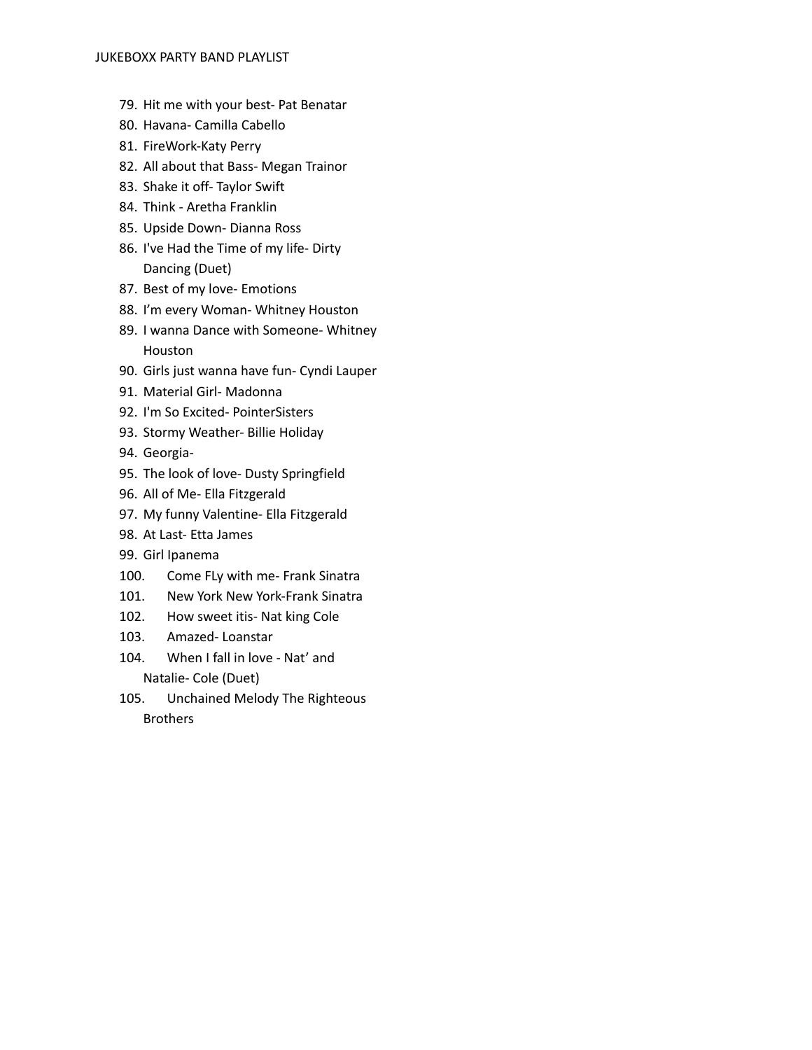79. Hit me with your best- Pat Benatar
80. Havana- Camilla Cabello
81. FireWork-Katy Perry
82. All about that Bass- Megan Trainor
83. Shake it off- Taylor Swift
84. Think - Aretha Franklin
85. Upside Down- Dianna Ross
86. I've Had the Time of my life- Dirty Dancing (Duet)
87. Best of my love- Emotions
88. I'm every Woman- Whitney Houston
89. I wanna Dance with Someone- Whitney Houston
90. Girls just wanna have fun- Cyndi Lauper
91. Material Girl- Madonna
92. I'm So Excited- PointerSisters
93. Stormy Weather- Billie Holiday
94. Georgia-
95. The look of love- Dusty Springfield
96. All of Me- Ella Fitzgerald
97. My funny Valentine- Ella Fitzgerald
98. At Last- Etta James
99. Girl Ipanema
100. Come FLy with me- Frank Sinatra
101. New York New York-Frank Sinatra
102. How sweet itis- Nat king Cole
103. Amazed- Loanstar
104. When I fall in love - Nat' and Natalie- Cole (Duet)
105. Unchained Melody The Righteous Brothers